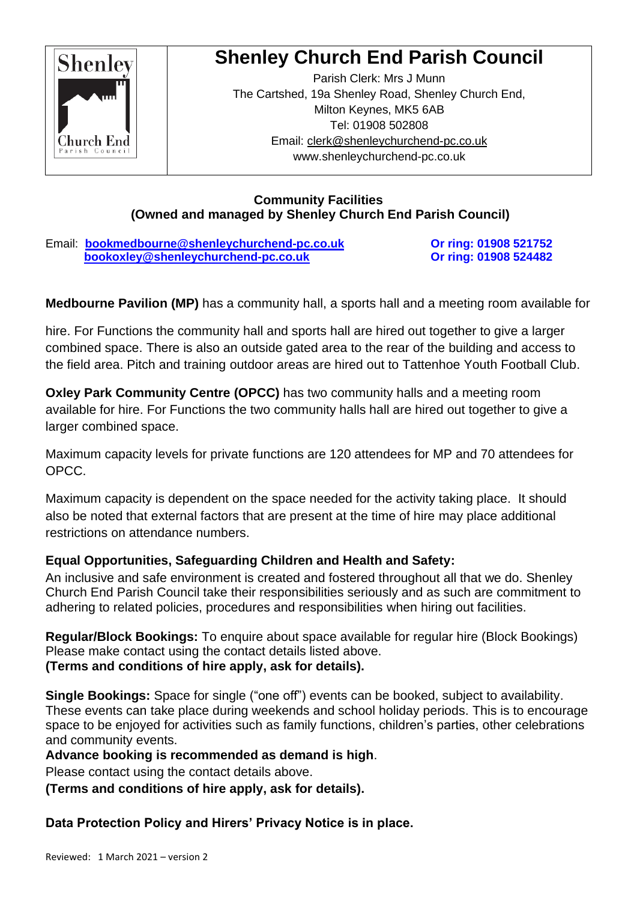# Shenley Church End Parish Council

Parish Clerk: Mrs J Munn
The Cartshed, 19a Shenley Road, Shenley Church End,
Milton Keynes, MK5 6AB
Tel: 01908 502808
Email: clerk@shenleychurchend-pc.co.uk
www.shenleychurchend-pc.co.uk

## Community Facilities
**(Owned and managed by Shenley Church End Parish Council)**

Email: **bookmedbourne@shenleychurchend-pc.co.uk** **Or ring: 01908 521752**
**bookoxley@shenleychurchend-pc.co.uk** **Or ring: 01908 524482**

**Medbourne Pavilion (MP)** has a community hall, a sports hall and a meeting room available for hire. For Functions the community hall and sports hall are hired out together to give a larger combined space. There is also an outside gated area to the rear of the building and access to the field area. Pitch and training outdoor areas are hired out to Tattenhoe Youth Football Club.

**Oxley Park Community Centre (OPCC)** has two community halls and a meeting room available for hire. For Functions the two community halls hall are hired out together to give a larger combined space.

Maximum capacity levels for private functions are 120 attendees for MP and 70 attendees for OPCC.

Maximum capacity is dependent on the space needed for the activity taking place. It should also be noted that external factors that are present at the time of hire may place additional restrictions on attendance numbers.

**Equal Opportunities, Safeguarding Children and Health and Safety:**
An inclusive and safe environment is created and fostered throughout all that we do. Shenley Church End Parish Council take their responsibilities seriously and as such are commitment to adhering to related policies, procedures and responsibilities when hiring out facilities.

**Regular/Block Bookings:** To enquire about space available for regular hire (Block Bookings) Please make contact using the contact details listed above.
**(Terms and conditions of hire apply, ask for details).**

**Single Bookings:** Space for single ("one off") events can be booked, subject to availability. These events can take place during weekends and school holiday periods. This is to encourage space to be enjoyed for activities such as family functions, children's parties, other celebrations and community events.
**Advance booking is recommended as demand is high**.
Please contact using the contact details above.
**(Terms and conditions of hire apply, ask for details).**

**Data Protection Policy and Hirers' Privacy Notice is in place.**

Reviewed: 1 March 2021 – version 2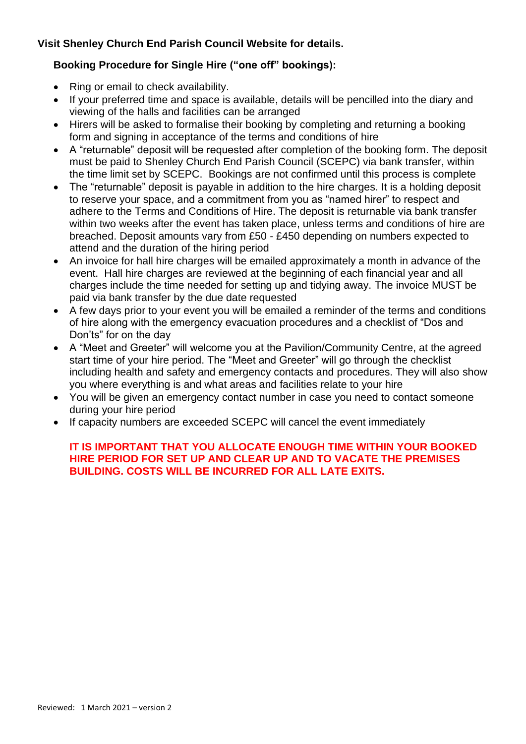**Visit Shenley Church End Parish Council Website for details.**

**Booking Procedure for Single Hire ("one off" bookings):**

- Ring or email to check availability.
- If your preferred time and space is available, details will be pencilled into the diary and viewing of the halls and facilities can be arranged
- Hirers will be asked to formalise their booking by completing and returning a booking form and signing in acceptance of the terms and conditions of hire
- A "returnable" deposit will be requested after completion of the booking form. The deposit must be paid to Shenley Church End Parish Council (SCEPC) via bank transfer, within the time limit set by SCEPC. Bookings are not confirmed until this process is complete
- The "returnable" deposit is payable in addition to the hire charges. It is a holding deposit to reserve your space, and a commitment from you as "named hirer" to respect and adhere to the Terms and Conditions of Hire. The deposit is returnable via bank transfer within two weeks after the event has taken place, unless terms and conditions of hire are breached. Deposit amounts vary from £50 - £450 depending on numbers expected to attend and the duration of the hiring period
- An invoice for hall hire charges will be emailed approximately a month in advance of the event. Hall hire charges are reviewed at the beginning of each financial year and all charges include the time needed for setting up and tidying away. The invoice MUST be paid via bank transfer by the due date requested
- A few days prior to your event you will be emailed a reminder of the terms and conditions of hire along with the emergency evacuation procedures and a checklist of "Dos and Don'ts" for on the day
- A "Meet and Greeter" will welcome you at the Pavilion/Community Centre, at the agreed start time of your hire period. The "Meet and Greeter" will go through the checklist including health and safety and emergency contacts and procedures. They will also show you where everything is and what areas and facilities relate to your hire
- You will be given an emergency contact number in case you need to contact someone during your hire period
- If capacity numbers are exceeded SCEPC will cancel the event immediately

**IT IS IMPORTANT THAT YOU ALLOCATE ENOUGH TIME WITHIN YOUR BOOKED HIRE PERIOD FOR SET UP AND CLEAR UP AND TO VACATE THE PREMISES BUILDING. COSTS WILL BE INCURRED FOR ALL LATE EXITS.**

Reviewed: 1 March 2021 – version 2